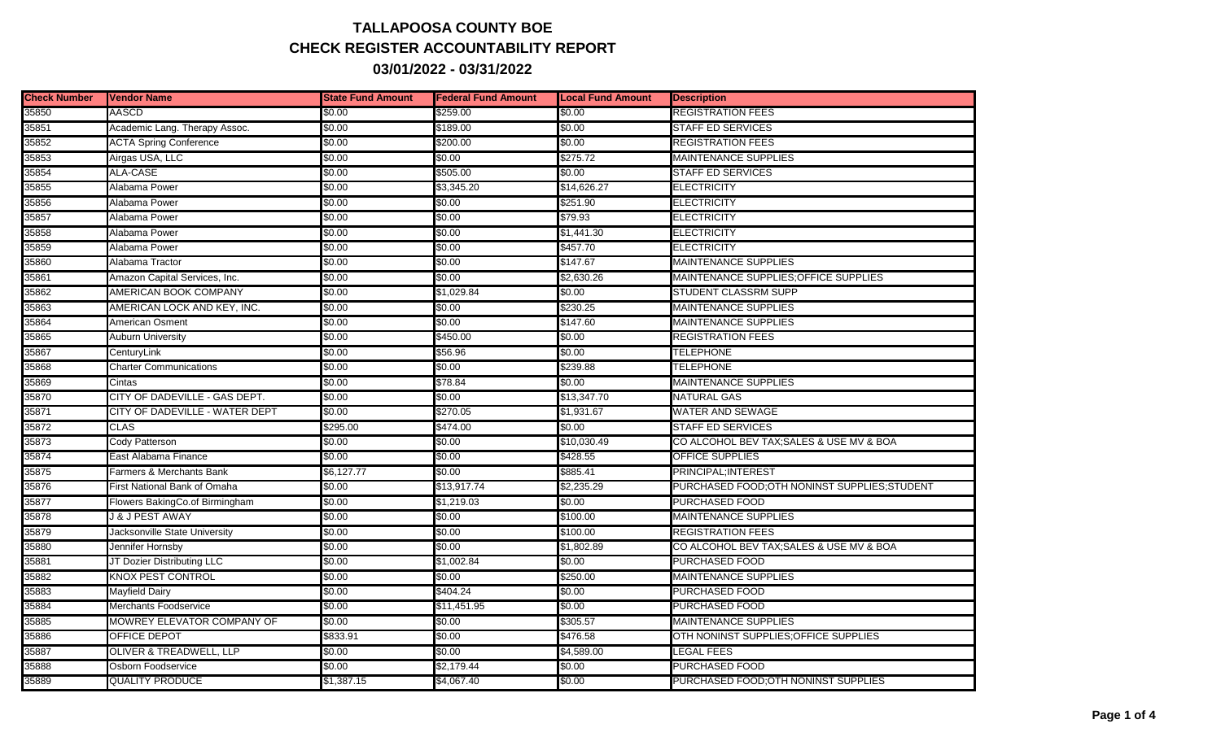# TALLAPOOSA COUNTY BOE

## CHECK REGISTER ACCOUNTABILITY REPORT

## 03/01/2022 - 03/31/2022

| Check Number | Vendor Name | State Fund Amount | Federal Fund Amount | Local Fund Amount | Description |
|---|---|---|---|---|---|
| 35850 | AASCD | $0.00 | $259.00 | $0.00 | REGISTRATION FEES |
| 35851 | Academic Lang. Therapy Assoc. | $0.00 | $189.00 | $0.00 | STAFF ED SERVICES |
| 35852 | ACTA Spring Conference | $0.00 | $200.00 | $0.00 | REGISTRATION FEES |
| 35853 | Airgas USA, LLC | $0.00 | $0.00 | $275.72 | MAINTENANCE SUPPLIES |
| 35854 | ALA-CASE | $0.00 | $505.00 | $0.00 | STAFF ED SERVICES |
| 35855 | Alabama Power | $0.00 | $3,345.20 | $14,626.27 | ELECTRICITY |
| 35856 | Alabama Power | $0.00 | $0.00 | $251.90 | ELECTRICITY |
| 35857 | Alabama Power | $0.00 | $0.00 | $79.93 | ELECTRICITY |
| 35858 | Alabama Power | $0.00 | $0.00 | $1,441.30 | ELECTRICITY |
| 35859 | Alabama Power | $0.00 | $0.00 | $457.70 | ELECTRICITY |
| 35860 | Alabama Tractor | $0.00 | $0.00 | $147.67 | MAINTENANCE SUPPLIES |
| 35861 | Amazon Capital Services, Inc. | $0.00 | $0.00 | $2,630.26 | MAINTENANCE SUPPLIES;OFFICE SUPPLIES |
| 35862 | AMERICAN BOOK COMPANY | $0.00 | $1,029.84 | $0.00 | STUDENT CLASSRM SUPP |
| 35863 | AMERICAN LOCK AND KEY, INC. | $0.00 | $0.00 | $230.25 | MAINTENANCE SUPPLIES |
| 35864 | American Osment | $0.00 | $0.00 | $147.60 | MAINTENANCE SUPPLIES |
| 35865 | Auburn University | $0.00 | $450.00 | $0.00 | REGISTRATION FEES |
| 35867 | CenturyLink | $0.00 | $56.96 | $0.00 | TELEPHONE |
| 35868 | Charter Communications | $0.00 | $0.00 | $239.88 | TELEPHONE |
| 35869 | Cintas | $0.00 | $78.84 | $0.00 | MAINTENANCE SUPPLIES |
| 35870 | CITY OF DADEVILLE - GAS DEPT. | $0.00 | $0.00 | $13,347.70 | NATURAL GAS |
| 35871 | CITY OF DADEVILLE - WATER DEPT | $0.00 | $270.05 | $1,931.67 | WATER AND SEWAGE |
| 35872 | CLAS | $295.00 | $474.00 | $0.00 | STAFF ED SERVICES |
| 35873 | Cody Patterson | $0.00 | $0.00 | $10,030.49 | CO ALCOHOL BEV TAX;SALES & USE MV & BOA |
| 35874 | East Alabama Finance | $0.00 | $0.00 | $428.55 | OFFICE SUPPLIES |
| 35875 | Farmers & Merchants Bank | $6,127.77 | $0.00 | $885.41 | PRINCIPAL;INTEREST |
| 35876 | First National Bank of Omaha | $0.00 | $13,917.74 | $2,235.29 | PURCHASED FOOD;OTH NONINST SUPPLIES;STUDENT |
| 35877 | Flowers BakingCo.of Birmingham | $0.00 | $1,219.03 | $0.00 | PURCHASED FOOD |
| 35878 | J & J PEST AWAY | $0.00 | $0.00 | $100.00 | MAINTENANCE SUPPLIES |
| 35879 | Jacksonville State University | $0.00 | $0.00 | $100.00 | REGISTRATION FEES |
| 35880 | Jennifer Hornsby | $0.00 | $0.00 | $1,802.89 | CO ALCOHOL BEV TAX;SALES & USE MV & BOA |
| 35881 | JT Dozier Distributing LLC | $0.00 | $1,002.84 | $0.00 | PURCHASED FOOD |
| 35882 | KNOX PEST CONTROL | $0.00 | $0.00 | $250.00 | MAINTENANCE SUPPLIES |
| 35883 | Mayfield Dairy | $0.00 | $404.24 | $0.00 | PURCHASED FOOD |
| 35884 | Merchants Foodservice | $0.00 | $11,451.95 | $0.00 | PURCHASED FOOD |
| 35885 | MOWREY ELEVATOR COMPANY OF | $0.00 | $0.00 | $305.57 | MAINTENANCE SUPPLIES |
| 35886 | OFFICE DEPOT | $833.91 | $0.00 | $476.58 | OTH NONINST SUPPLIES;OFFICE SUPPLIES |
| 35887 | OLIVER & TREADWELL, LLP | $0.00 | $0.00 | $4,589.00 | LEGAL FEES |
| 35888 | Osborn Foodservice | $0.00 | $2,179.44 | $0.00 | PURCHASED FOOD |
| 35889 | QUALITY PRODUCE | $1,387.15 | $4,067.40 | $0.00 | PURCHASED FOOD;OTH NONINST SUPPLIES |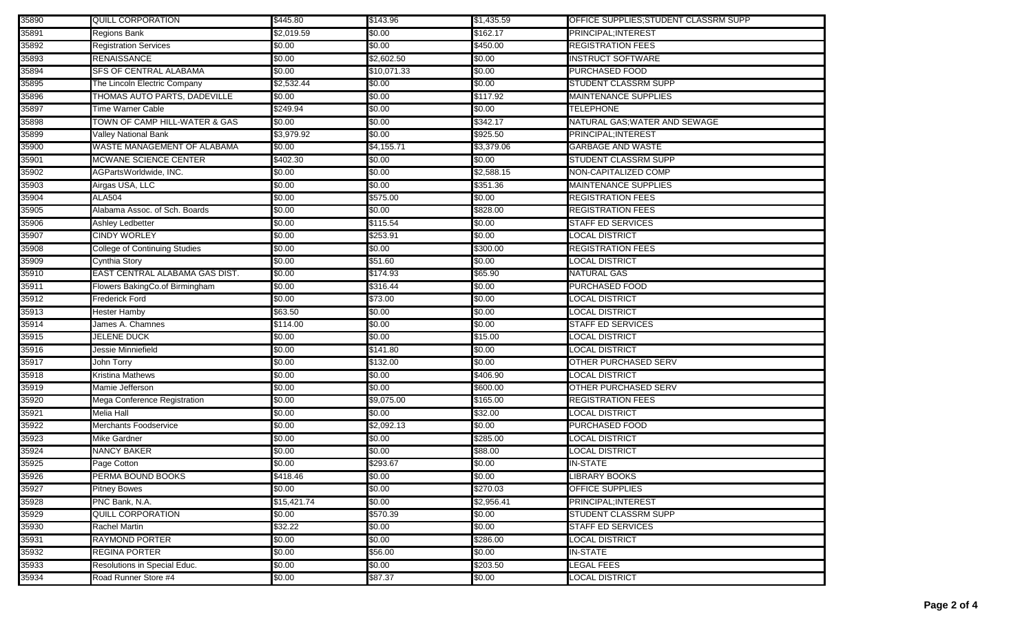| | | | | | |
|---|---|---|---|---|---|
| 35890 | QUILL CORPORATION | $445.80 | $143.96 | $1,435.59 | OFFICE SUPPLIES;STUDENT CLASSRM SUPP |
| 35891 | Regions Bank | $2,019.59 | $0.00 | $162.17 | PRINCIPAL;INTEREST |
| 35892 | Registration Services | $0.00 | $0.00 | $450.00 | REGISTRATION FEES |
| 35893 | RENAISSANCE | $0.00 | $2,602.50 | $0.00 | INSTRUCT SOFTWARE |
| 35894 | SFS OF CENTRAL ALABAMA | $0.00 | $10,071.33 | $0.00 | PURCHASED FOOD |
| 35895 | The Lincoln Electric Company | $2,532.44 | $0.00 | $0.00 | STUDENT CLASSRM SUPP |
| 35896 | THOMAS AUTO PARTS, DADEVILLE | $0.00 | $0.00 | $117.92 | MAINTENANCE SUPPLIES |
| 35897 | Time Warner Cable | $249.94 | $0.00 | $0.00 | TELEPHONE |
| 35898 | TOWN OF CAMP HILL-WATER & GAS | $0.00 | $0.00 | $342.17 | NATURAL GAS;WATER AND SEWAGE |
| 35899 | Valley National Bank | $3,979.92 | $0.00 | $925.50 | PRINCIPAL;INTEREST |
| 35900 | WASTE MANAGEMENT OF ALABAMA | $0.00 | $4,155.71 | $3,379.06 | GARBAGE AND WASTE |
| 35901 | MCWANE SCIENCE CENTER | $402.30 | $0.00 | $0.00 | STUDENT CLASSRM SUPP |
| 35902 | AGPartsWorldwide, INC. | $0.00 | $0.00 | $2,588.15 | NON-CAPITALIZED COMP |
| 35903 | Airgas USA, LLC | $0.00 | $0.00 | $351.36 | MAINTENANCE SUPPLIES |
| 35904 | ALA504 | $0.00 | $575.00 | $0.00 | REGISTRATION FEES |
| 35905 | Alabama Assoc. of Sch. Boards | $0.00 | $0.00 | $828.00 | REGISTRATION FEES |
| 35906 | Ashley Ledbetter | $0.00 | $115.54 | $0.00 | STAFF ED SERVICES |
| 35907 | CINDY WORLEY | $0.00 | $253.91 | $0.00 | LOCAL DISTRICT |
| 35908 | College of Continuing Studies | $0.00 | $0.00 | $300.00 | REGISTRATION FEES |
| 35909 | Cynthia Story | $0.00 | $51.60 | $0.00 | LOCAL DISTRICT |
| 35910 | EAST CENTRAL ALABAMA GAS DIST. | $0.00 | $174.93 | $65.90 | NATURAL GAS |
| 35911 | Flowers BakingCo.of Birmingham | $0.00 | $316.44 | $0.00 | PURCHASED FOOD |
| 35912 | Frederick Ford | $0.00 | $73.00 | $0.00 | LOCAL DISTRICT |
| 35913 | Hester Hamby | $63.50 | $0.00 | $0.00 | LOCAL DISTRICT |
| 35914 | James A. Chamnes | $114.00 | $0.00 | $0.00 | STAFF ED SERVICES |
| 35915 | JELENE DUCK | $0.00 | $0.00 | $15.00 | LOCAL DISTRICT |
| 35916 | Jessie Minniefield | $0.00 | $141.80 | $0.00 | LOCAL DISTRICT |
| 35917 | John Torry | $0.00 | $132.00 | $0.00 | OTHER PURCHASED SERV |
| 35918 | Kristina Mathews | $0.00 | $0.00 | $406.90 | LOCAL DISTRICT |
| 35919 | Mamie Jefferson | $0.00 | $0.00 | $600.00 | OTHER PURCHASED SERV |
| 35920 | Mega Conference Registration | $0.00 | $9,075.00 | $165.00 | REGISTRATION FEES |
| 35921 | Melia Hall | $0.00 | $0.00 | $32.00 | LOCAL DISTRICT |
| 35922 | Merchants Foodservice | $0.00 | $2,092.13 | $0.00 | PURCHASED FOOD |
| 35923 | Mike Gardner | $0.00 | $0.00 | $285.00 | LOCAL DISTRICT |
| 35924 | NANCY BAKER | $0.00 | $0.00 | $88.00 | LOCAL DISTRICT |
| 35925 | Page Cotton | $0.00 | $293.67 | $0.00 | IN-STATE |
| 35926 | PERMA BOUND BOOKS | $418.46 | $0.00 | $0.00 | LIBRARY BOOKS |
| 35927 | Pitney Bowes | $0.00 | $0.00 | $270.03 | OFFICE SUPPLIES |
| 35928 | PNC Bank, N.A. | $15,421.74 | $0.00 | $2,956.41 | PRINCIPAL;INTEREST |
| 35929 | QUILL CORPORATION | $0.00 | $570.39 | $0.00 | STUDENT CLASSRM SUPP |
| 35930 | Rachel Martin | $32.22 | $0.00 | $0.00 | STAFF ED SERVICES |
| 35931 | RAYMOND PORTER | $0.00 | $0.00 | $286.00 | LOCAL DISTRICT |
| 35932 | REGINA PORTER | $0.00 | $56.00 | $0.00 | IN-STATE |
| 35933 | Resolutions in Special Educ. | $0.00 | $0.00 | $203.50 | LEGAL FEES |
| 35934 | Road Runner Store #4 | $0.00 | $87.37 | $0.00 | LOCAL DISTRICT |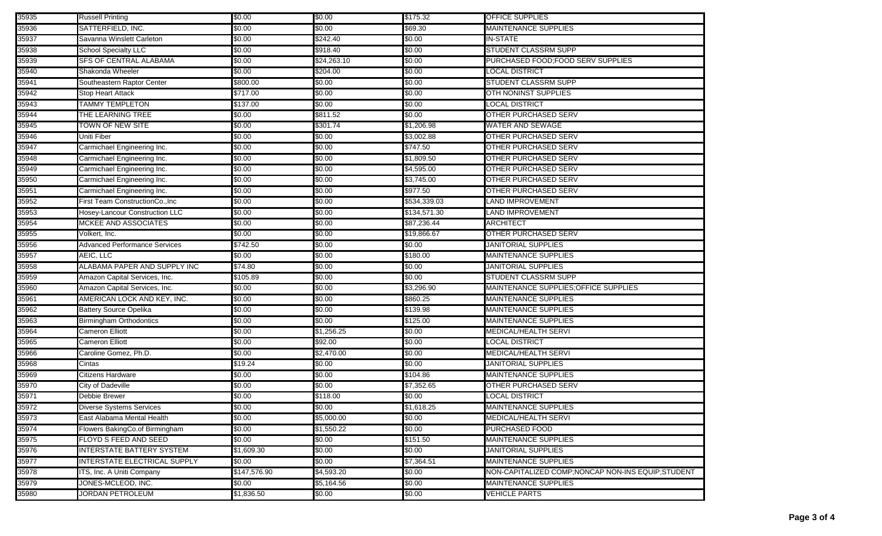| | | | | | |
|---|---|---|---|---|---|
| 35935 | Russell Printing | $0.00 | $0.00 | $175.32 | OFFICE SUPPLIES |
| 35936 | SATTERFIELD, INC. | $0.00 | $0.00 | $69.30 | MAINTENANCE SUPPLIES |
| 35937 | Savanna Winslett Carleton | $0.00 | $242.40 | $0.00 | IN-STATE |
| 35938 | School Specialty LLC | $0.00 | $918.40 | $0.00 | STUDENT CLASSRM SUPP |
| 35939 | SFS OF CENTRAL ALABAMA | $0.00 | $24,263.10 | $0.00 | PURCHASED FOOD;FOOD SERV SUPPLIES |
| 35940 | Shakonda Wheeler | $0.00 | $204.00 | $0.00 | LOCAL DISTRICT |
| 35941 | Southeastern Raptor Center | $800.00 | $0.00 | $0.00 | STUDENT CLASSRM SUPP |
| 35942 | Stop Heart Attack | $717.00 | $0.00 | $0.00 | OTH NONINST SUPPLIES |
| 35943 | TAMMY TEMPLETON | $137.00 | $0.00 | $0.00 | LOCAL DISTRICT |
| 35944 | THE LEARNING TREE | $0.00 | $811.52 | $0.00 | OTHER PURCHASED SERV |
| 35945 | TOWN OF NEW SITE | $0.00 | $301.74 | $1,206.98 | WATER AND SEWAGE |
| 35946 | Uniti Fiber | $0.00 | $0.00 | $3,002.88 | OTHER PURCHASED SERV |
| 35947 | Carmichael Engineering Inc. | $0.00 | $0.00 | $747.50 | OTHER PURCHASED SERV |
| 35948 | Carmichael Engineering Inc. | $0.00 | $0.00 | $1,809.50 | OTHER PURCHASED SERV |
| 35949 | Carmichael Engineering Inc. | $0.00 | $0.00 | $4,595.00 | OTHER PURCHASED SERV |
| 35950 | Carmichael Engineering Inc. | $0.00 | $0.00 | $3,745.00 | OTHER PURCHASED SERV |
| 35951 | Carmichael Engineering Inc. | $0.00 | $0.00 | $977.50 | OTHER PURCHASED SERV |
| 35952 | First Team ConstructionCo.,Inc | $0.00 | $0.00 | $534,339.03 | LAND IMPROVEMENT |
| 35953 | Hosey-Lancour Construction LLC | $0.00 | $0.00 | $134,571.30 | LAND IMPROVEMENT |
| 35954 | MCKEE AND ASSOCIATES | $0.00 | $0.00 | $87,236.44 | ARCHITECT |
| 35955 | Volkert, Inc. | $0.00 | $0.00 | $19,866.67 | OTHER PURCHASED SERV |
| 35956 | Advanced Performance Services | $742.50 | $0.00 | $0.00 | JANITORIAL SUPPLIES |
| 35957 | AEIC, LLC | $0.00 | $0.00 | $180.00 | MAINTENANCE SUPPLIES |
| 35958 | ALABAMA PAPER AND SUPPLY INC | $74.80 | $0.00 | $0.00 | JANITORIAL SUPPLIES |
| 35959 | Amazon Capital Services, Inc. | $105.89 | $0.00 | $0.00 | STUDENT CLASSRM SUPP |
| 35960 | Amazon Capital Services, Inc. | $0.00 | $0.00 | $3,296.90 | MAINTENANCE SUPPLIES;OFFICE SUPPLIES |
| 35961 | AMERICAN LOCK AND KEY, INC. | $0.00 | $0.00 | $860.25 | MAINTENANCE SUPPLIES |
| 35962 | Battery Source Opelika | $0.00 | $0.00 | $139.98 | MAINTENANCE SUPPLIES |
| 35963 | Birmingham Orthodontics | $0.00 | $0.00 | $125.00 | MAINTENANCE SUPPLIES |
| 35964 | Cameron Elliott | $0.00 | $1,256.25 | $0.00 | MEDICAL/HEALTH SERVI |
| 35965 | Cameron Elliott | $0.00 | $92.00 | $0.00 | LOCAL DISTRICT |
| 35966 | Caroline Gomez, Ph.D. | $0.00 | $2,470.00 | $0.00 | MEDICAL/HEALTH SERVI |
| 35968 | Cintas | $19.24 | $0.00 | $0.00 | JANITORIAL SUPPLIES |
| 35969 | Citizens Hardware | $0.00 | $0.00 | $104.86 | MAINTENANCE SUPPLIES |
| 35970 | City of Dadeville | $0.00 | $0.00 | $7,352.65 | OTHER PURCHASED SERV |
| 35971 | Debbie Brewer | $0.00 | $118.00 | $0.00 | LOCAL DISTRICT |
| 35972 | Diverse Systems Services | $0.00 | $0.00 | $1,618.25 | MAINTENANCE SUPPLIES |
| 35973 | East Alabama Mental Health | $0.00 | $5,000.00 | $0.00 | MEDICAL/HEALTH SERVI |
| 35974 | Flowers BakingCo.of Birmingham | $0.00 | $1,550.22 | $0.00 | PURCHASED FOOD |
| 35975 | FLOYD S FEED AND SEED | $0.00 | $0.00 | $151.50 | MAINTENANCE SUPPLIES |
| 35976 | INTERSTATE BATTERY SYSTEM | $1,609.30 | $0.00 | $0.00 | JANITORIAL SUPPLIES |
| 35977 | INTERSTATE ELECTRICAL SUPPLY | $0.00 | $0.00 | $7,364.51 | MAINTENANCE SUPPLIES |
| 35978 | ITS, Inc. A Uniti Company | $147,576.90 | $4,593.20 | $0.00 | NON-CAPITALIZED COMP;NONCAP NON-INS EQUIP;STUDENT |
| 35979 | JONES-MCLEOD, INC. | $0.00 | $5,164.56 | $0.00 | MAINTENANCE SUPPLIES |
| 35980 | JORDAN PETROLEUM | $1,836.50 | $0.00 | $0.00 | VEHICLE PARTS |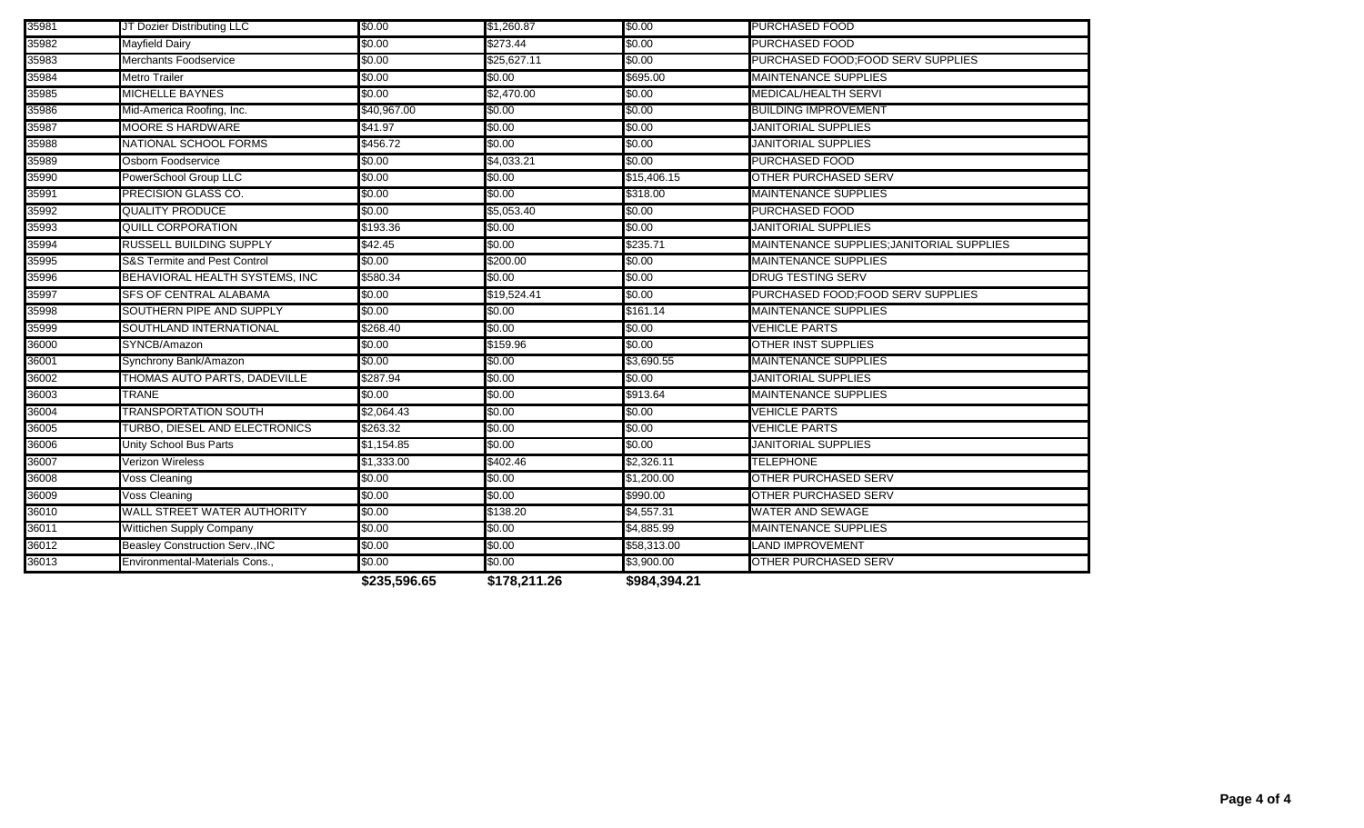| | | | | | |
|---|---|---|---|---|---|
| 35981 | JT Dozier Distributing LLC | $0.00 | $1,260.87 | $0.00 | PURCHASED FOOD |
| 35982 | Mayfield Dairy | $0.00 | $273.44 | $0.00 | PURCHASED FOOD |
| 35983 | Merchants Foodservice | $0.00 | $25,627.11 | $0.00 | PURCHASED FOOD;FOOD SERV SUPPLIES |
| 35984 | Metro Trailer | $0.00 | $0.00 | $695.00 | MAINTENANCE SUPPLIES |
| 35985 | MICHELLE BAYNES | $0.00 | $2,470.00 | $0.00 | MEDICAL/HEALTH SERVI |
| 35986 | Mid-America Roofing, Inc. | $40,967.00 | $0.00 | $0.00 | BUILDING IMPROVEMENT |
| 35987 | MOORE S HARDWARE | $41.97 | $0.00 | $0.00 | JANITORIAL SUPPLIES |
| 35988 | NATIONAL SCHOOL FORMS | $456.72 | $0.00 | $0.00 | JANITORIAL SUPPLIES |
| 35989 | Osborn Foodservice | $0.00 | $4,033.21 | $0.00 | PURCHASED FOOD |
| 35990 | PowerSchool Group LLC | $0.00 | $0.00 | $15,406.15 | OTHER PURCHASED SERV |
| 35991 | PRECISION GLASS CO. | $0.00 | $0.00 | $318.00 | MAINTENANCE SUPPLIES |
| 35992 | QUALITY PRODUCE | $0.00 | $5,053.40 | $0.00 | PURCHASED FOOD |
| 35993 | QUILL CORPORATION | $193.36 | $0.00 | $0.00 | JANITORIAL SUPPLIES |
| 35994 | RUSSELL BUILDING SUPPLY | $42.45 | $0.00 | $235.71 | MAINTENANCE SUPPLIES;JANITORIAL SUPPLIES |
| 35995 | S&S Termite and Pest Control | $0.00 | $200.00 | $0.00 | MAINTENANCE SUPPLIES |
| 35996 | BEHAVIORAL HEALTH SYSTEMS, INC | $580.34 | $0.00 | $0.00 | DRUG TESTING SERV |
| 35997 | SFS OF CENTRAL ALABAMA | $0.00 | $19,524.41 | $0.00 | PURCHASED FOOD;FOOD SERV SUPPLIES |
| 35998 | SOUTHERN PIPE AND SUPPLY | $0.00 | $0.00 | $161.14 | MAINTENANCE SUPPLIES |
| 35999 | SOUTHLAND INTERNATIONAL | $268.40 | $0.00 | $0.00 | VEHICLE PARTS |
| 36000 | SYNCB/Amazon | $0.00 | $159.96 | $0.00 | OTHER INST SUPPLIES |
| 36001 | Synchrony Bank/Amazon | $0.00 | $0.00 | $3,690.55 | MAINTENANCE SUPPLIES |
| 36002 | THOMAS AUTO PARTS, DADEVILLE | $287.94 | $0.00 | $0.00 | JANITORIAL SUPPLIES |
| 36003 | TRANE | $0.00 | $0.00 | $913.64 | MAINTENANCE SUPPLIES |
| 36004 | TRANSPORTATION SOUTH | $2,064.43 | $0.00 | $0.00 | VEHICLE PARTS |
| 36005 | TURBO, DIESEL AND ELECTRONICS | $263.32 | $0.00 | $0.00 | VEHICLE PARTS |
| 36006 | Unity School Bus Parts | $1,154.85 | $0.00 | $0.00 | JANITORIAL SUPPLIES |
| 36007 | Verizon Wireless | $1,333.00 | $402.46 | $2,326.11 | TELEPHONE |
| 36008 | Voss Cleaning | $0.00 | $0.00 | $1,200.00 | OTHER PURCHASED SERV |
| 36009 | Voss Cleaning | $0.00 | $0.00 | $990.00 | OTHER PURCHASED SERV |
| 36010 | WALL STREET WATER AUTHORITY | $0.00 | $138.20 | $4,557.31 | WATER AND SEWAGE |
| 36011 | Wittichen Supply Company | $0.00 | $0.00 | $4,885.99 | MAINTENANCE SUPPLIES |
| 36012 | Beasley Construction Serv.,INC | $0.00 | $0.00 | $58,313.00 | LAND IMPROVEMENT |
| 36013 | Environmental-Materials Cons., | $0.00 | $0.00 | $3,900.00 | OTHER PURCHASED SERV |
| | | **$235,596.65** | **$178,211.26** | **$984,394.21** | |